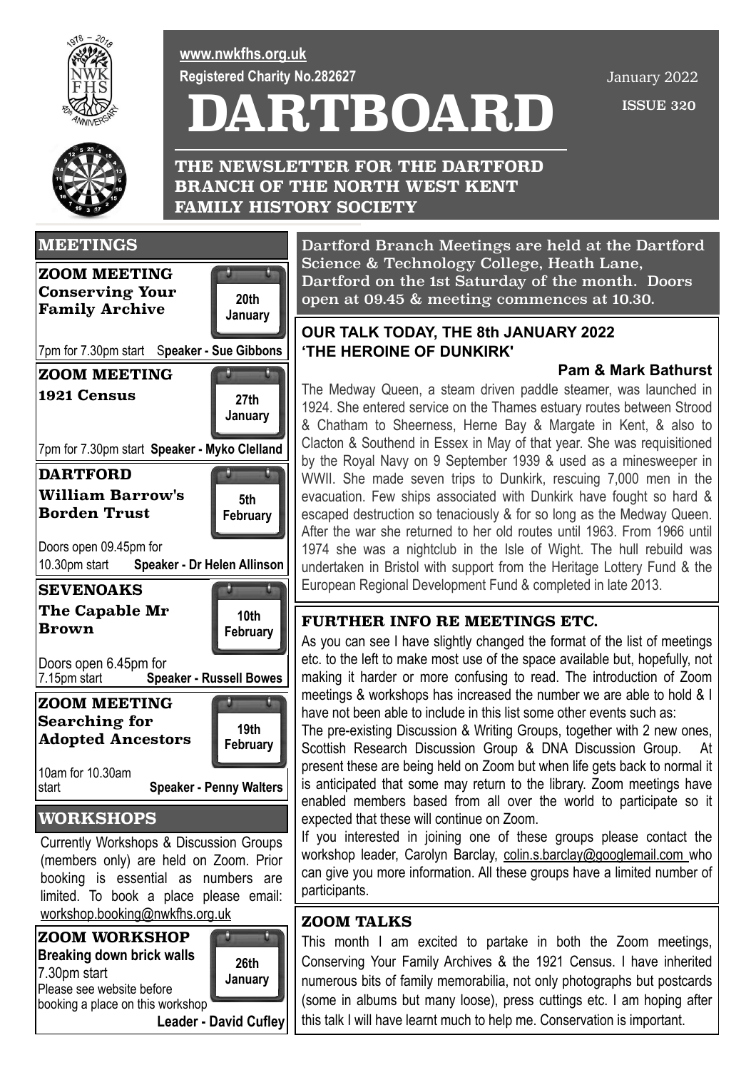www.nwkfhs.org.uk

Registered Charity No.282627

January 2022

# DARTBOARD

ISSUE 320

**THE NEWSLETTER FOR THE DARTFORD BRANCH OF THE NORTH WEST KENT FAMILY HISTORY SOCIETY**

## MEETINGS

**ZOOM MEETING**
**Conserving Your Family Archive**
20th January
7pm for 7.30pm start **Speaker - Sue Gibbons**

**ZOOM MEETING**
**1921 Census**
27th January
7pm for 7.30pm start **Speaker - Myko Clelland**

**DARTFORD**
**William Barrow's Borden Trust**
5th February
Doors open 09.45pm for 10.30pm start **Speaker - Dr Helen Allinson**

**SEVENOAKS**
**The Capable Mr Brown**
10th February
Doors open 6.45pm for 7.15pm start **Speaker - Russell Bowes**

**ZOOM MEETING**
**Searching for Adopted Ancestors**
19th February
10am for 10.30am start **Speaker - Penny Walters**

## WORKSHOPS

Currently Workshops & Discussion Groups (members only) are held on Zoom. Prior booking is essential as numbers are limited. To book a place please email: workshop.booking@nwkfhs.org.uk

**ZOOM WORKSHOP**
**Breaking down brick walls**
26th January
7.30pm start
Please see website before booking a place on this workshop
**Leader - David Cufley**

Dartford Branch Meetings are held at the Dartford Science & Technology College, Heath Lane, Dartford on the 1st Saturday of the month. Doors open at 09.45 & meeting commences at 10.30.

## OUR TALK TODAY, THE 8th JANUARY 2022 'THE HEROINE OF DUNKIRK'

**Pam & Mark Bathurst**

The Medway Queen, a steam driven paddle steamer, was launched in 1924. She entered service on the Thames estuary routes between Strood & Chatham to Sheerness, Herne Bay & Margate in Kent, & also to Clacton & Southend in Essex in May of that year. She was requisitioned by the Royal Navy on 9 September 1939 & used as a minesweeper in WWII. She made seven trips to Dunkirk, rescuing 7,000 men in the evacuation. Few ships associated with Dunkirk have fought so hard & escaped destruction so tenaciously & for so long as the Medway Queen. After the war she returned to her old routes until 1963. From 1966 until 1974 she was a nightclub in the Isle of Wight. The hull rebuild was undertaken in Bristol with support from the Heritage Lottery Fund & the European Regional Development Fund & completed in late 2013.

## FURTHER INFO RE MEETINGS ETC.

As you can see I have slightly changed the format of the list of meetings etc. to the left to make most use of the space available but, hopefully, not making it harder or more confusing to read. The introduction of Zoom meetings & workshops has increased the number we are able to hold & I have not been able to include in this list some other events such as:

The pre-existing Discussion & Writing Groups, together with 2 new ones, Scottish Research Discussion Group & DNA Discussion Group. At present these are being held on Zoom but when life gets back to normal it is anticipated that some may return to the library. Zoom meetings have enabled members based from all over the world to participate so it expected that these will continue on Zoom.

If you interested in joining one of these groups please contact the workshop leader, Carolyn Barclay, colin.s.barclay@googlemail.com who can give you more information. All these groups have a limited number of participants.

## ZOOM TALKS

This month I am excited to partake in both the Zoom meetings, Conserving Your Family Archives & the 1921 Census. I have inherited numerous bits of family memorabilia, not only photographs but postcards (some in albums but many loose), press cuttings etc. I am hoping after this talk I will have learnt much to help me. Conservation is important.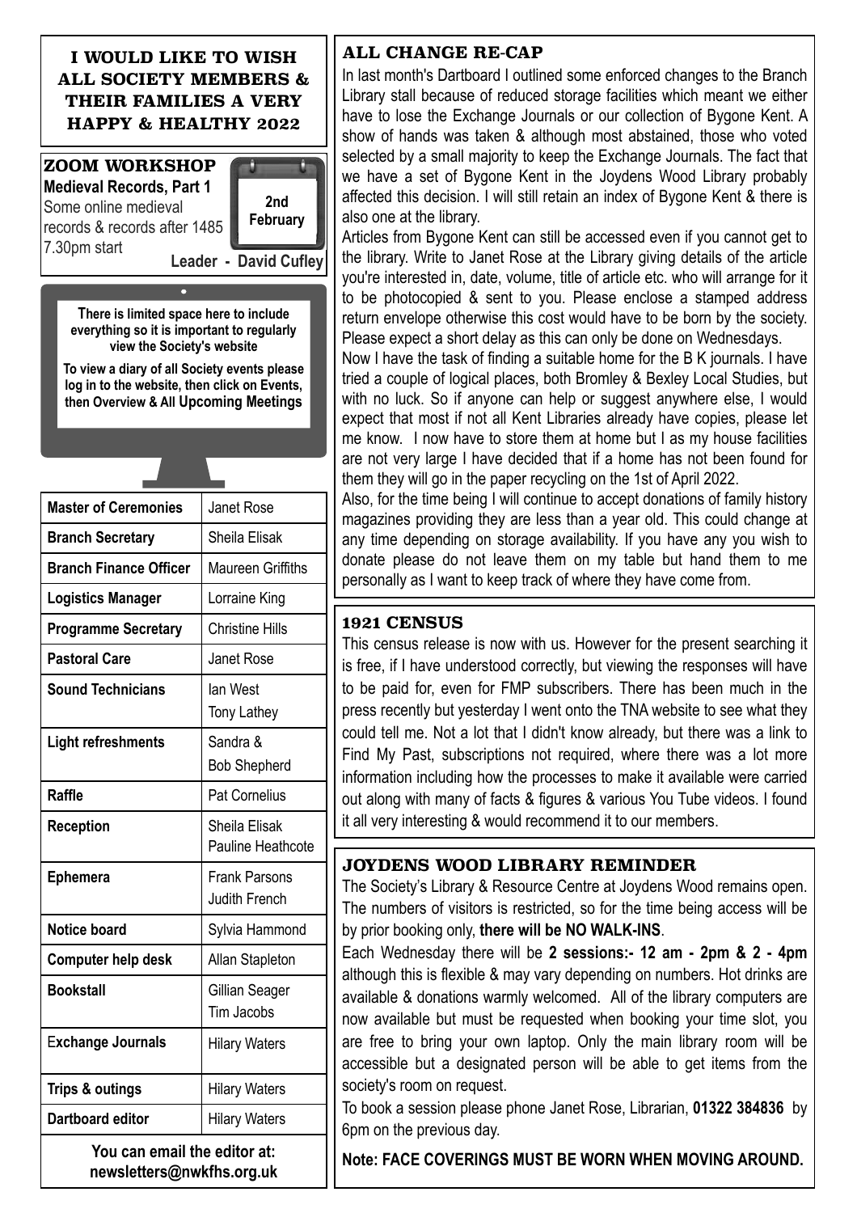## I WOULD LIKE TO WISH ALL SOCIETY MEMBERS & THEIR FAMILIES A VERY HAPPY & HEALTHY 2022

### ZOOM WORKSHOP

**Medieval Records, Part 1**

Some online medieval records & records after 1485

7.30pm start

**2nd February**

**Leader - David Cufley**

**There is limited space here to include everything so it is important to regularly view the Society's website**

**To view a diary of all Society events please log in to the website, then click on Events, then Overview & All Upcoming Meetings**

| | |
|---|---|
| **Master of Ceremonies** | Janet Rose |
| **Branch Secretary** | Sheila Elisak |
| **Branch Finance Officer** | Maureen Griffiths |
| **Logistics Manager** | Lorraine King |
| **Programme Secretary** | Christine Hills |
| **Pastoral Care** | Janet Rose |
| **Sound Technicians** | Ian West<br>Tony Lathey |
| **Light refreshments** | Sandra &<br>Bob Shepherd |
| **Raffle** | Pat Cornelius |
| **Reception** | Sheila Elisak<br>Pauline Heathcote |
| **Ephemera** | Frank Parsons<br>Judith French |
| **Notice board** | Sylvia Hammond |
| **Computer help desk** | Allan Stapleton |
| **Bookstall** | Gillian Seager<br>Tim Jacobs |
| **Exchange Journals** | Hilary Waters |
| **Trips & outings** | Hilary Waters |
| **Dartboard editor** | Hilary Waters |

**You can email the editor at: newsletters@nwkfhs.org.uk**

### ALL CHANGE RE-CAP

In last month's Dartboard I outlined some enforced changes to the Branch Library stall because of reduced storage facilities which meant we either have to lose the Exchange Journals or our collection of Bygone Kent. A show of hands was taken & although most abstained, those who voted selected by a small majority to keep the Exchange Journals. The fact that we have a set of Bygone Kent in the Joydens Wood Library probably affected this decision. I will still retain an index of Bygone Kent & there is also one at the library.

Articles from Bygone Kent can still be accessed even if you cannot get to the library. Write to Janet Rose at the Library giving details of the article you're interested in, date, volume, title of article etc. who will arrange for it to be photocopied & sent to you. Please enclose a stamped address return envelope otherwise this cost would have to be born by the society. Please expect a short delay as this can only be done on Wednesdays.

Now I have the task of finding a suitable home for the B K journals. I have tried a couple of logical places, both Bromley & Bexley Local Studies, but with no luck. So if anyone can help or suggest anywhere else, I would expect that most if not all Kent Libraries already have copies, please let me know. I now have to store them at home but I as my house facilities are not very large I have decided that if a home has not been found for them they will go in the paper recycling on the 1st of April 2022.

Also, for the time being I will continue to accept donations of family history magazines providing they are less than a year old. This could change at any time depending on storage availability. If you have any you wish to donate please do not leave them on my table but hand them to me personally as I want to keep track of where they have come from.

### 1921 CENSUS

This census release is now with us. However for the present searching it is free, if I have understood correctly, but viewing the responses will have to be paid for, even for FMP subscribers. There has been much in the press recently but yesterday I went onto the TNA website to see what they could tell me. Not a lot that I didn't know already, but there was a link to Find My Past, subscriptions not required, where there was a lot more information including how the processes to make it available were carried out along with many of facts & figures & various You Tube videos. I found it all very interesting & would recommend it to our members.

### JOYDENS WOOD LIBRARY REMINDER

The Society's Library & Resource Centre at Joydens Wood remains open. The numbers of visitors is restricted, so for the time being access will be by prior booking only, **there will be NO WALK-INS**.

Each Wednesday there will be **2 sessions:- 12 am - 2pm & 2 - 4pm** although this is flexible & may vary depending on numbers. Hot drinks are available & donations warmly welcomed. All of the library computers are now available but must be requested when booking your time slot, you are free to bring your own laptop. Only the main library room will be accessible but a designated person will be able to get items from the society's room on request.

To book a session please phone Janet Rose, Librarian, **01322 384836** by 6pm on the previous day.

**Note: FACE COVERINGS MUST BE WORN WHEN MOVING AROUND.**